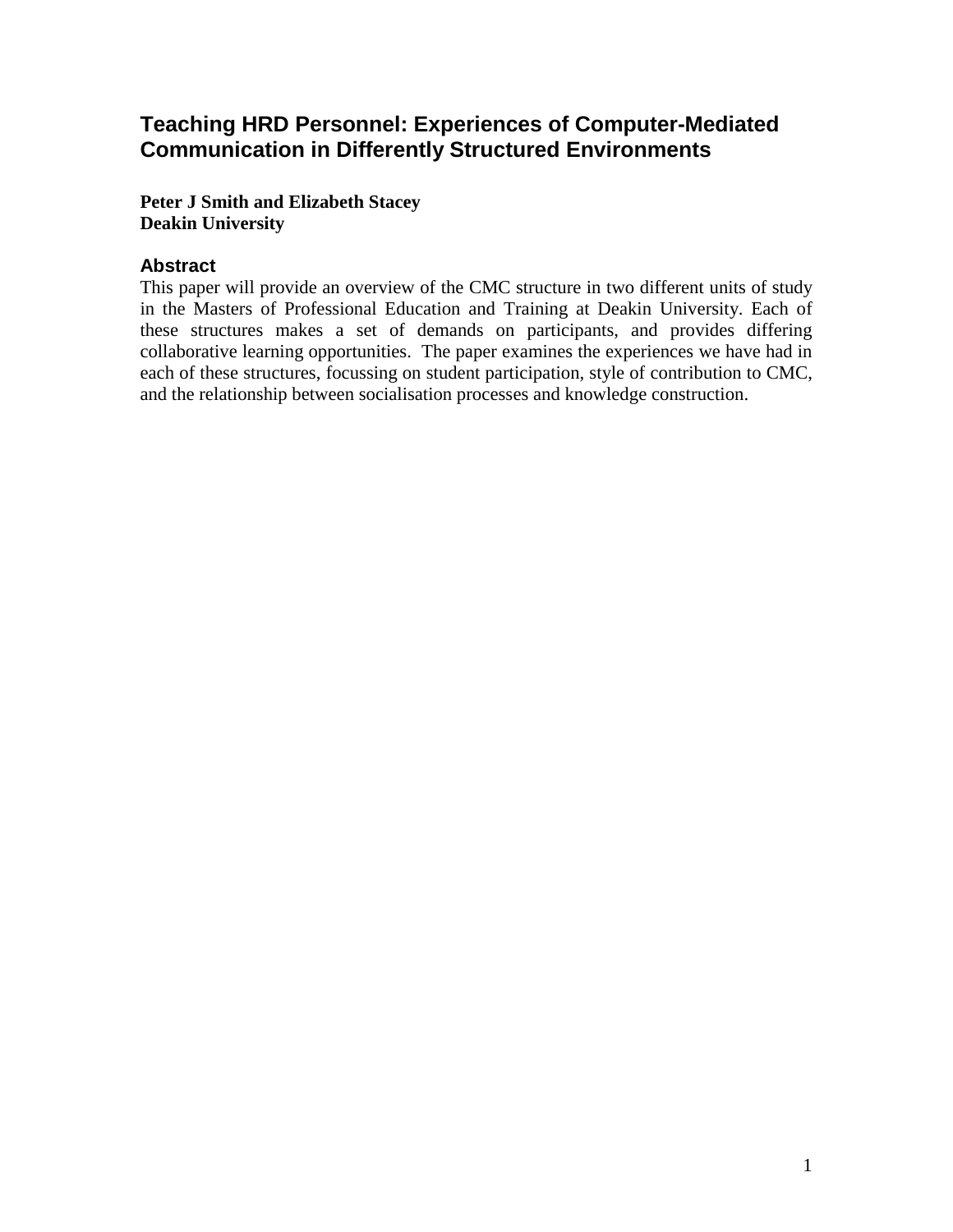# Teaching HRD Personnel: Experiences of Computer-Mediated Communication in Differently Structured Environments

**Peter J Smith and Elizabeth Stacey**
**Deakin University**

## Abstract

This paper will provide an overview of the CMC structure in two different units of study in the Masters of Professional Education and Training at Deakin University. Each of these structures makes a set of demands on participants, and provides differing collaborative learning opportunities. The paper examines the experiences we have had in each of these structures, focussing on student participation, style of contribution to CMC, and the relationship between socialisation processes and knowledge construction.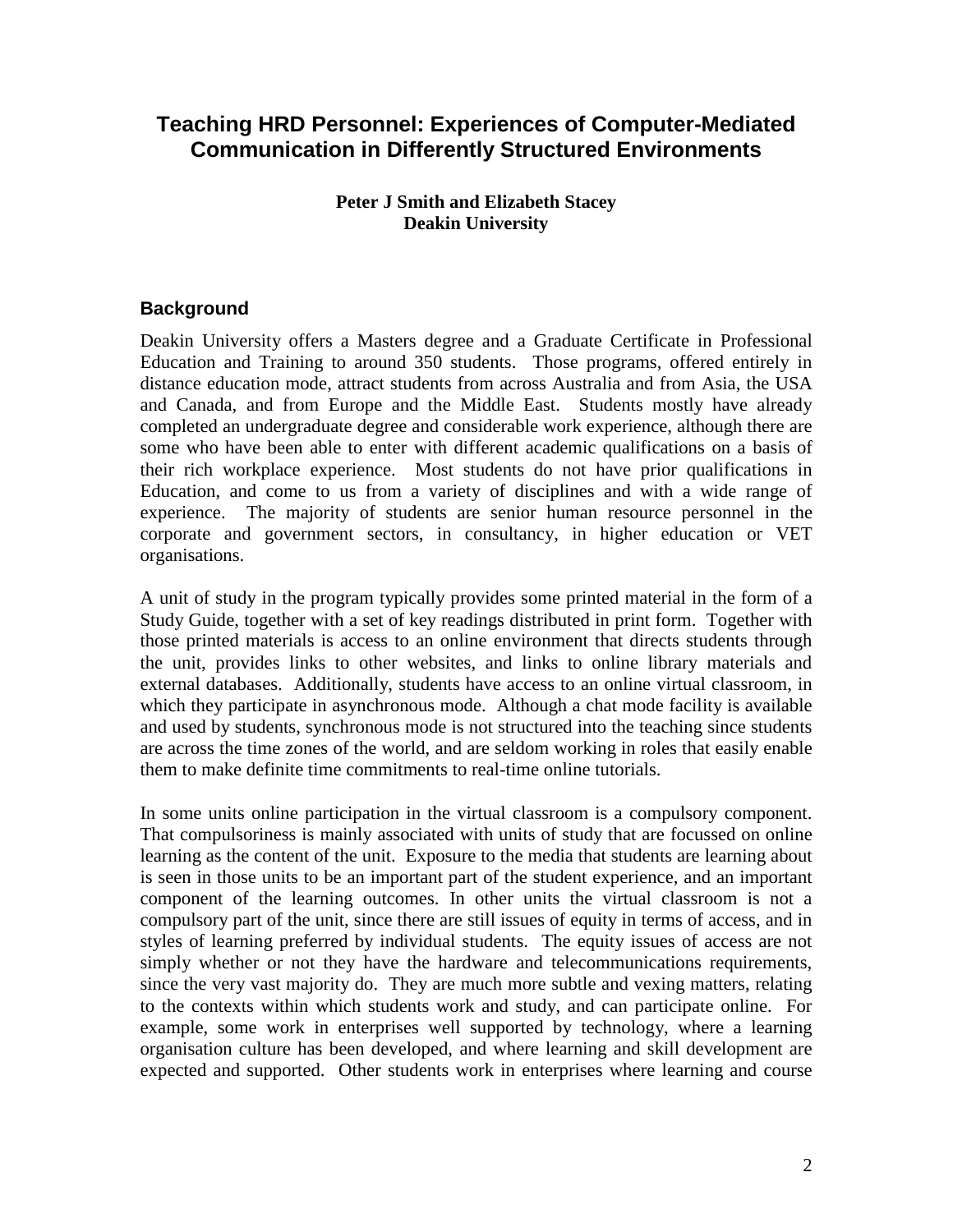# Teaching HRD Personnel: Experiences of Computer-Mediated Communication in Differently Structured Environments

**Peter J Smith and Elizabeth Stacey**
**Deakin University**

## Background

Deakin University offers a Masters degree and a Graduate Certificate in Professional Education and Training to around 350 students. Those programs, offered entirely in distance education mode, attract students from across Australia and from Asia, the USA and Canada, and from Europe and the Middle East. Students mostly have already completed an undergraduate degree and considerable work experience, although there are some who have been able to enter with different academic qualifications on a basis of their rich workplace experience. Most students do not have prior qualifications in Education, and come to us from a variety of disciplines and with a wide range of experience. The majority of students are senior human resource personnel in the corporate and government sectors, in consultancy, in higher education or VET organisations.

A unit of study in the program typically provides some printed material in the form of a Study Guide, together with a set of key readings distributed in print form. Together with those printed materials is access to an online environment that directs students through the unit, provides links to other websites, and links to online library materials and external databases. Additionally, students have access to an online virtual classroom, in which they participate in asynchronous mode. Although a chat mode facility is available and used by students, synchronous mode is not structured into the teaching since students are across the time zones of the world, and are seldom working in roles that easily enable them to make definite time commitments to real-time online tutorials.

In some units online participation in the virtual classroom is a compulsory component. That compulsoriness is mainly associated with units of study that are focussed on online learning as the content of the unit. Exposure to the media that students are learning about is seen in those units to be an important part of the student experience, and an important component of the learning outcomes. In other units the virtual classroom is not a compulsory part of the unit, since there are still issues of equity in terms of access, and in styles of learning preferred by individual students. The equity issues of access are not simply whether or not they have the hardware and telecommunications requirements, since the very vast majority do. They are much more subtle and vexing matters, relating to the contexts within which students work and study, and can participate online. For example, some work in enterprises well supported by technology, where a learning organisation culture has been developed, and where learning and skill development are expected and supported. Other students work in enterprises where learning and course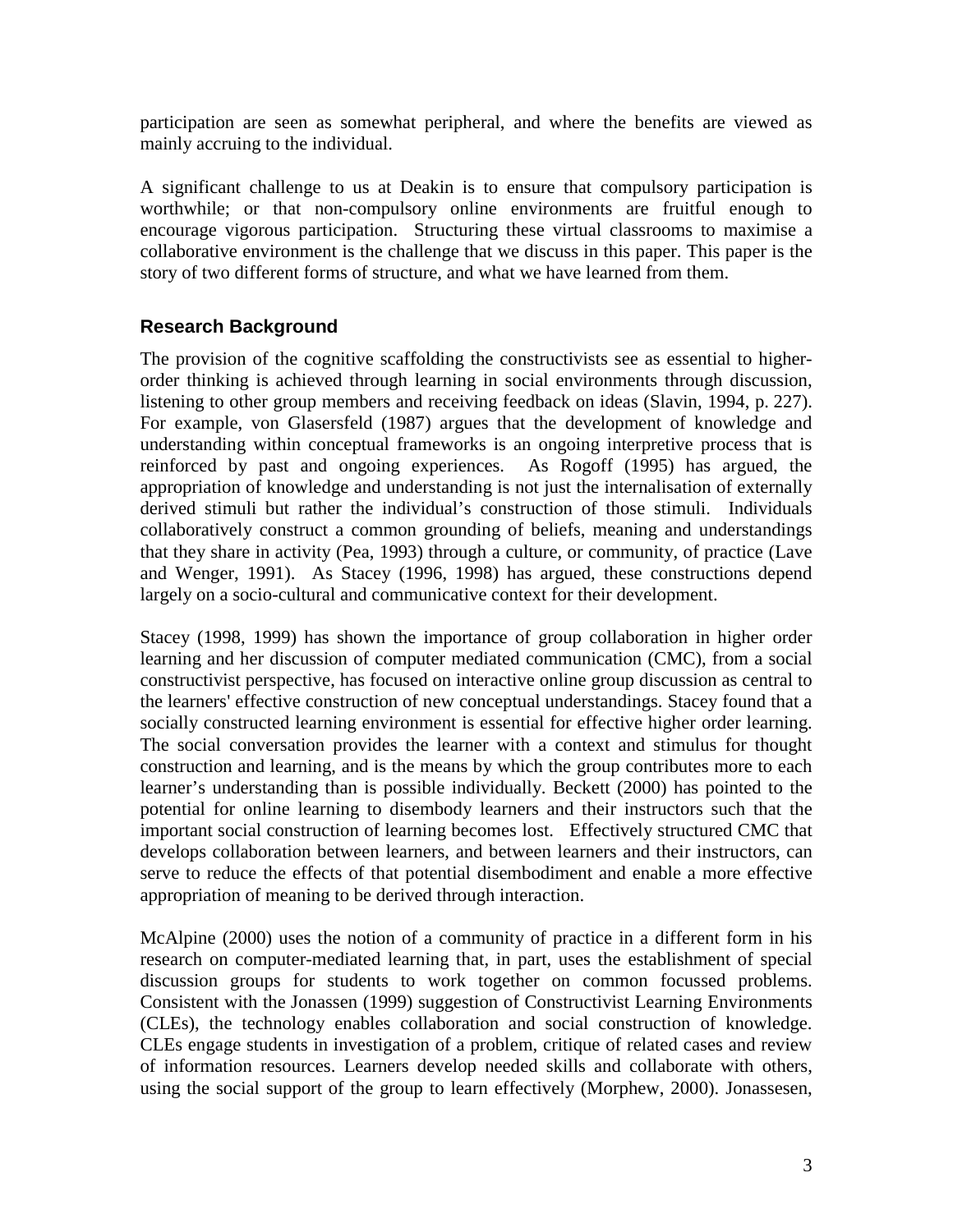participation are seen as somewhat peripheral, and where the benefits are viewed as mainly accruing to the individual.

A significant challenge to us at Deakin is to ensure that compulsory participation is worthwhile; or that non-compulsory online environments are fruitful enough to encourage vigorous participation. Structuring these virtual classrooms to maximise a collaborative environment is the challenge that we discuss in this paper. This paper is the story of two different forms of structure, and what we have learned from them.

## Research Background

The provision of the cognitive scaffolding the constructivists see as essential to higher-order thinking is achieved through learning in social environments through discussion, listening to other group members and receiving feedback on ideas (Slavin, 1994, p. 227). For example, von Glasersfeld (1987) argues that the development of knowledge and understanding within conceptual frameworks is an ongoing interpretive process that is reinforced by past and ongoing experiences. As Rogoff (1995) has argued, the appropriation of knowledge and understanding is not just the internalisation of externally derived stimuli but rather the individual's construction of those stimuli. Individuals collaboratively construct a common grounding of beliefs, meaning and understandings that they share in activity (Pea, 1993) through a culture, or community, of practice (Lave and Wenger, 1991). As Stacey (1996, 1998) has argued, these constructions depend largely on a socio-cultural and communicative context for their development.

Stacey (1998, 1999) has shown the importance of group collaboration in higher order learning and her discussion of computer mediated communication (CMC), from a social constructivist perspective, has focused on interactive online group discussion as central to the learners' effective construction of new conceptual understandings. Stacey found that a socially constructed learning environment is essential for effective higher order learning. The social conversation provides the learner with a context and stimulus for thought construction and learning, and is the means by which the group contributes more to each learner's understanding than is possible individually. Beckett (2000) has pointed to the potential for online learning to disembody learners and their instructors such that the important social construction of learning becomes lost. Effectively structured CMC that develops collaboration between learners, and between learners and their instructors, can serve to reduce the effects of that potential disembodiment and enable a more effective appropriation of meaning to be derived through interaction.

McAlpine (2000) uses the notion of a community of practice in a different form in his research on computer-mediated learning that, in part, uses the establishment of special discussion groups for students to work together on common focussed problems. Consistent with the Jonassen (1999) suggestion of Constructivist Learning Environments (CLEs), the technology enables collaboration and social construction of knowledge. CLEs engage students in investigation of a problem, critique of related cases and review of information resources. Learners develop needed skills and collaborate with others, using the social support of the group to learn effectively (Morphew, 2000). Jonassesen,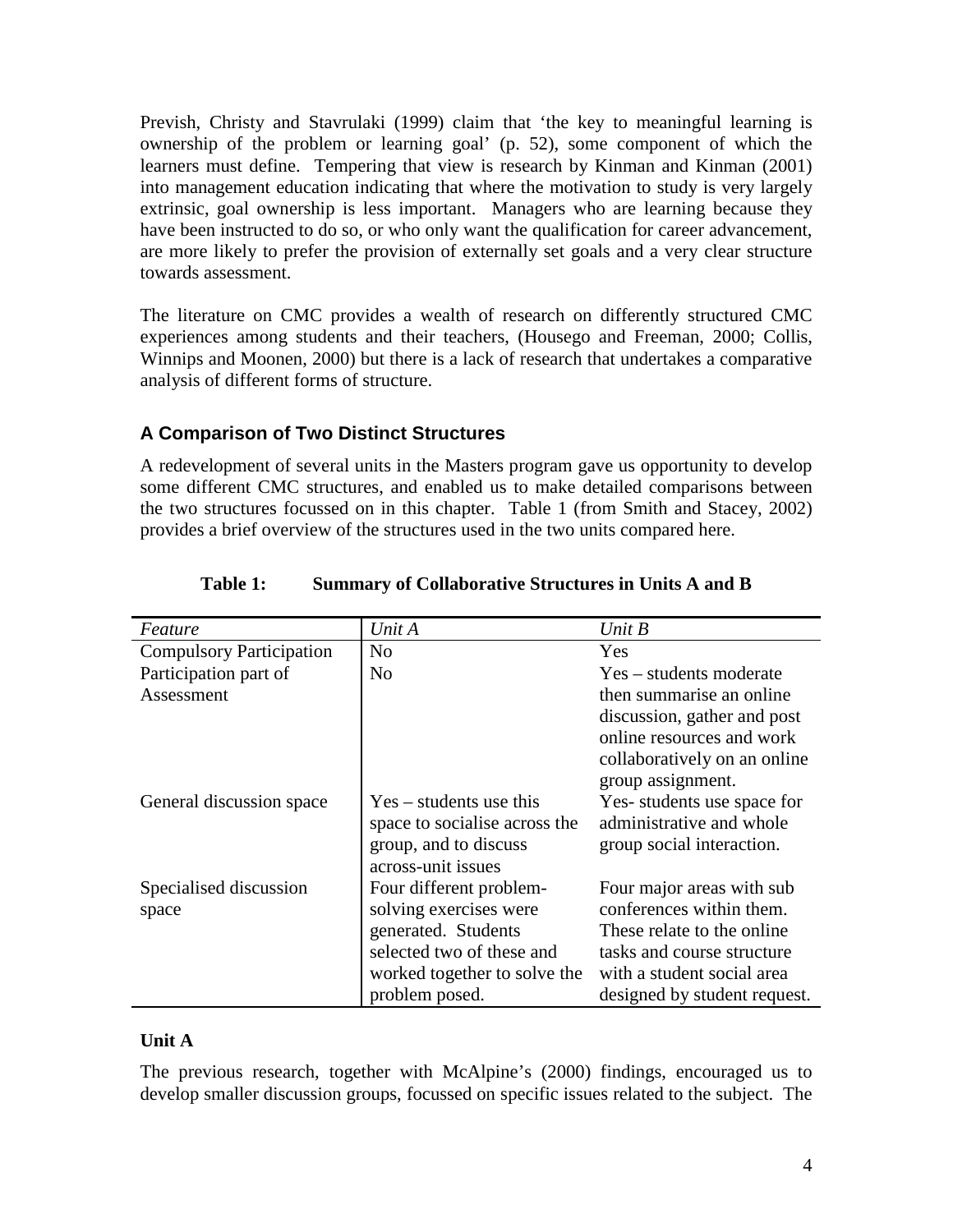Prevish, Christy and Stavrulaki (1999) claim that 'the key to meaningful learning is ownership of the problem or learning goal' (p. 52), some component of which the learners must define. Tempering that view is research by Kinman and Kinman (2001) into management education indicating that where the motivation to study is very largely extrinsic, goal ownership is less important. Managers who are learning because they have been instructed to do so, or who only want the qualification for career advancement, are more likely to prefer the provision of externally set goals and a very clear structure towards assessment.

The literature on CMC provides a wealth of research on differently structured CMC experiences among students and their teachers, (Housego and Freeman, 2000; Collis, Winnips and Moonen, 2000) but there is a lack of research that undertakes a comparative analysis of different forms of structure.

### A Comparison of Two Distinct Structures

A redevelopment of several units in the Masters program gave us opportunity to develop some different CMC structures, and enabled us to make detailed comparisons between the two structures focussed on in this chapter. Table 1 (from Smith and Stacey, 2002) provides a brief overview of the structures used in the two units compared here.

**Table 1: Summary of Collaborative Structures in Units A and B**

| *Feature* | *Unit A* | *Unit B* |
|---|---|---|
| Compulsory Participation | No | Yes |
| Participation part of Assessment | No | Yes – students moderate then summarise an online discussion, gather and post online resources and work collaboratively on an online group assignment. |
| General discussion space | Yes – students use this space to socialise across the group, and to discuss across-unit issues | Yes- students use space for administrative and whole group social interaction. |
| Specialised discussion space | Four different problem-solving exercises were generated. Students selected two of these and worked together to solve the problem posed. | Four major areas with sub conferences within them. These relate to the online tasks and course structure with a student social area designed by student request. |

**Unit A**

The previous research, together with McAlpine's (2000) findings, encouraged us to develop smaller discussion groups, focussed on specific issues related to the subject. The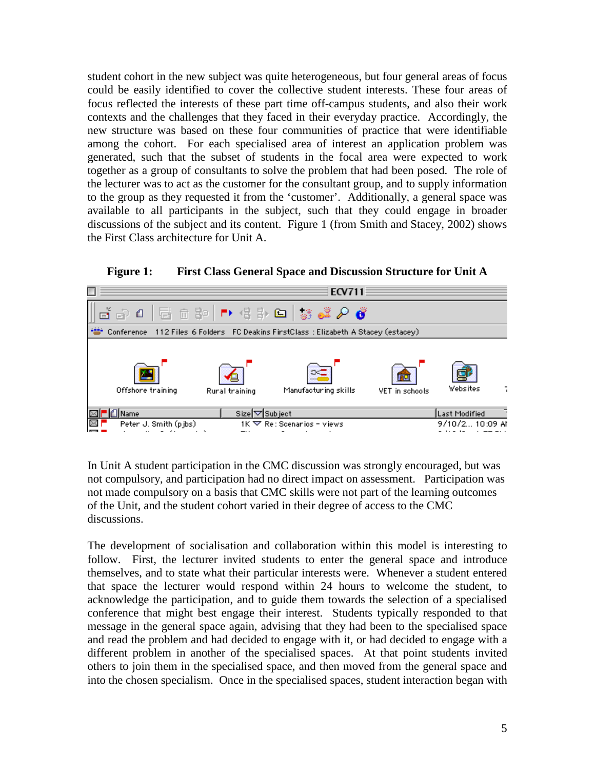student cohort in the new subject was quite heterogeneous, but four general areas of focus could be easily identified to cover the collective student interests. These four areas of focus reflected the interests of these part time off-campus students, and also their work contexts and the challenges that they faced in their everyday practice. Accordingly, the new structure was based on these four communities of practice that were identifiable among the cohort. For each specialised area of interest an application problem was generated, such that the subset of students in the focal area were expected to work together as a group of consultants to solve the problem that had been posed. The role of the lecturer was to act as the customer for the consultant group, and to supply information to the group as they requested it from the 'customer'. Additionally, a general space was available to all participants in the subject, such that they could engage in broader discussions of the subject and its content. Figure 1 (from Smith and Stacey, 2002) shows the First Class architecture for Unit A.

**Figure 1: First Class General Space and Discussion Structure for Unit A**

In Unit A student participation in the CMC discussion was strongly encouraged, but was not compulsory, and participation had no direct impact on assessment. Participation was not made compulsory on a basis that CMC skills were not part of the learning outcomes of the Unit, and the student cohort varied in their degree of access to the CMC discussions.

The development of socialisation and collaboration within this model is interesting to follow. First, the lecturer invited students to enter the general space and introduce themselves, and to state what their particular interests were. Whenever a student entered that space the lecturer would respond within 24 hours to welcome the student, to acknowledge the participation, and to guide them towards the selection of a specialised conference that might best engage their interest. Students typically responded to that message in the general space again, advising that they had been to the specialised space and read the problem and had decided to engage with it, or had decided to engage with a different problem in another of the specialised spaces. At that point students invited others to join them in the specialised space, and then moved from the general space and into the chosen specialism. Once in the specialised spaces, student interaction began with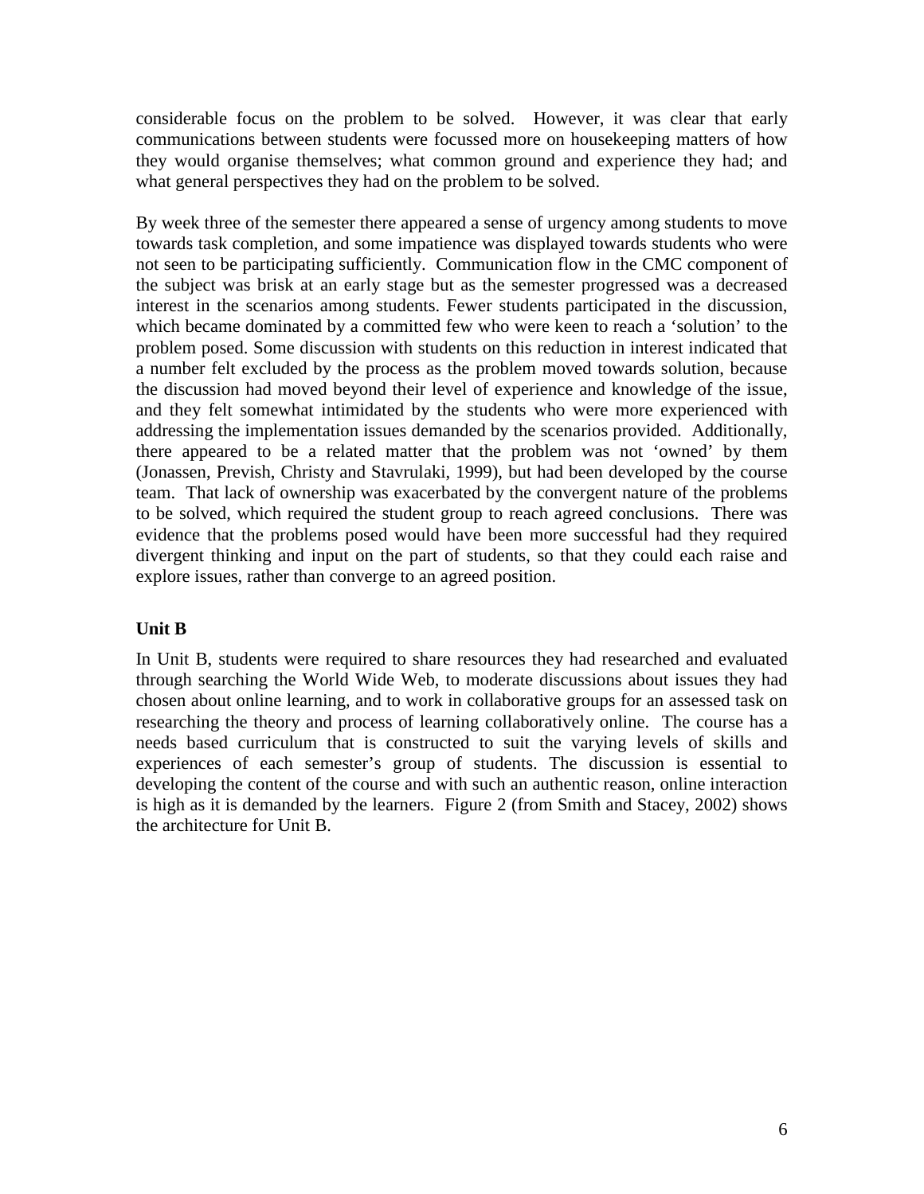considerable focus on the problem to be solved. However, it was clear that early communications between students were focussed more on housekeeping matters of how they would organise themselves; what common ground and experience they had; and what general perspectives they had on the problem to be solved.

By week three of the semester there appeared a sense of urgency among students to move towards task completion, and some impatience was displayed towards students who were not seen to be participating sufficiently. Communication flow in the CMC component of the subject was brisk at an early stage but as the semester progressed was a decreased interest in the scenarios among students. Fewer students participated in the discussion, which became dominated by a committed few who were keen to reach a 'solution' to the problem posed. Some discussion with students on this reduction in interest indicated that a number felt excluded by the process as the problem moved towards solution, because the discussion had moved beyond their level of experience and knowledge of the issue, and they felt somewhat intimidated by the students who were more experienced with addressing the implementation issues demanded by the scenarios provided. Additionally, there appeared to be a related matter that the problem was not 'owned' by them (Jonassen, Prevish, Christy and Stavrulaki, 1999), but had been developed by the course team. That lack of ownership was exacerbated by the convergent nature of the problems to be solved, which required the student group to reach agreed conclusions. There was evidence that the problems posed would have been more successful had they required divergent thinking and input on the part of students, so that they could each raise and explore issues, rather than converge to an agreed position.

**Unit B**

In Unit B, students were required to share resources they had researched and evaluated through searching the World Wide Web, to moderate discussions about issues they had chosen about online learning, and to work in collaborative groups for an assessed task on researching the theory and process of learning collaboratively online. The course has a needs based curriculum that is constructed to suit the varying levels of skills and experiences of each semester's group of students. The discussion is essential to developing the content of the course and with such an authentic reason, online interaction is high as it is demanded by the learners. Figure 2 (from Smith and Stacey, 2002) shows the architecture for Unit B.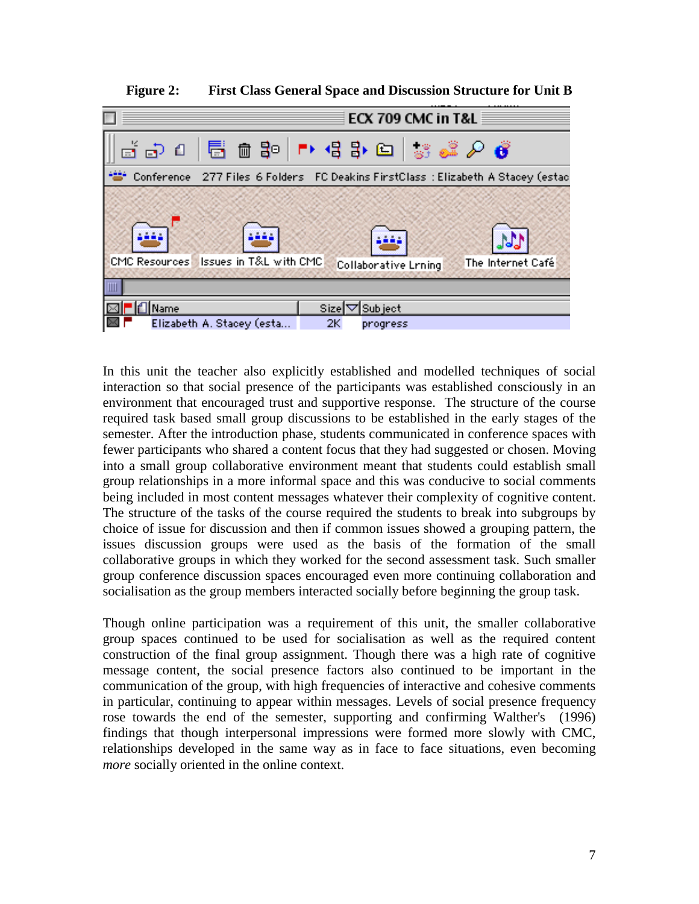**Figure 2: First Class General Space and Discussion Structure for Unit B**

In this unit the teacher also explicitly established and modelled techniques of social interaction so that social presence of the participants was established consciously in an environment that encouraged trust and supportive response. The structure of the course required task based small group discussions to be established in the early stages of the semester. After the introduction phase, students communicated in conference spaces with fewer participants who shared a content focus that they had suggested or chosen. Moving into a small group collaborative environment meant that students could establish small group relationships in a more informal space and this was conducive to social comments being included in most content messages whatever their complexity of cognitive content. The structure of the tasks of the course required the students to break into subgroups by choice of issue for discussion and then if common issues showed a grouping pattern, the issues discussion groups were used as the basis of the formation of the small collaborative groups in which they worked for the second assessment task. Such smaller group conference discussion spaces encouraged even more continuing collaboration and socialisation as the group members interacted socially before beginning the group task.

Though online participation was a requirement of this unit, the smaller collaborative group spaces continued to be used for socialisation as well as the required content construction of the final group assignment. Though there was a high rate of cognitive message content, the social presence factors also continued to be important in the communication of the group, with high frequencies of interactive and cohesive comments in particular, continuing to appear within messages. Levels of social presence frequency rose towards the end of the semester, supporting and confirming Walther's (1996) findings that though interpersonal impressions were formed more slowly with CMC, relationships developed in the same way as in face to face situations, even becoming *more* socially oriented in the online context.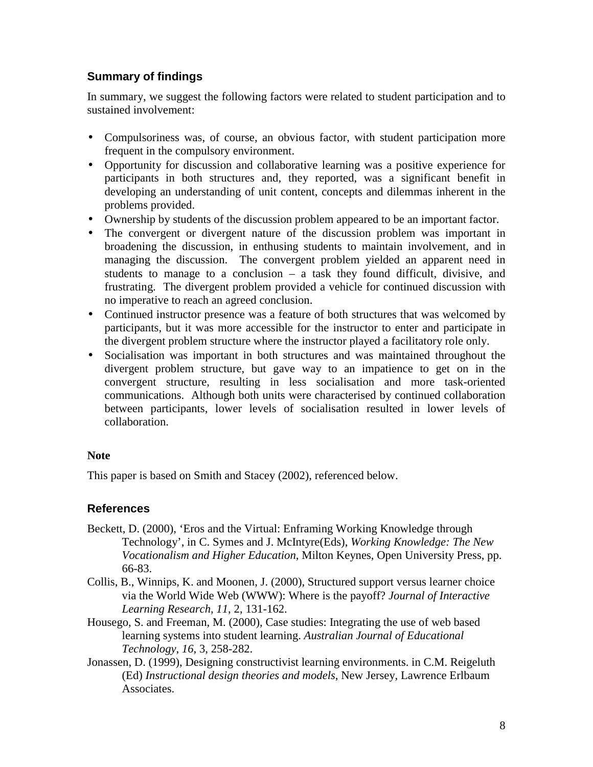## Summary of findings

In summary, we suggest the following factors were related to student participation and to sustained involvement:

- Compulsoriness was, of course, an obvious factor, with student participation more frequent in the compulsory environment.
- Opportunity for discussion and collaborative learning was a positive experience for participants in both structures and, they reported, was a significant benefit in developing an understanding of unit content, concepts and dilemmas inherent in the problems provided.
- Ownership by students of the discussion problem appeared to be an important factor.
- The convergent or divergent nature of the discussion problem was important in broadening the discussion, in enthusing students to maintain involvement, and in managing the discussion. The convergent problem yielded an apparent need in students to manage to a conclusion – a task they found difficult, divisive, and frustrating. The divergent problem provided a vehicle for continued discussion with no imperative to reach an agreed conclusion.
- Continued instructor presence was a feature of both structures that was welcomed by participants, but it was more accessible for the instructor to enter and participate in the divergent problem structure where the instructor played a facilitatory role only.
- Socialisation was important in both structures and was maintained throughout the divergent problem structure, but gave way to an impatience to get on in the convergent structure, resulting in less socialisation and more task-oriented communications. Although both units were characterised by continued collaboration between participants, lower levels of socialisation resulted in lower levels of collaboration.

**Note**

This paper is based on Smith and Stacey (2002), referenced below.

## References

Beckett, D. (2000), 'Eros and the Virtual: Enframing Working Knowledge through Technology', in C. Symes and J. McIntyre(Eds), *Working Knowledge: The New Vocationalism and Higher Education,* Milton Keynes, Open University Press, pp. 66-83.

Collis, B., Winnips, K. and Moonen, J. (2000), Structured support versus learner choice via the World Wide Web (WWW): Where is the payoff? *Journal of Interactive Learning Research, 11,* 2, 131-162.

Housego, S. and Freeman, M. (2000), Case studies: Integrating the use of web based learning systems into student learning. *Australian Journal of Educational Technology, 16,* 3, 258-282.

Jonassen, D. (1999), Designing constructivist learning environments. in C.M. Reigeluth (Ed) *Instructional design theories and models*, New Jersey, Lawrence Erlbaum Associates.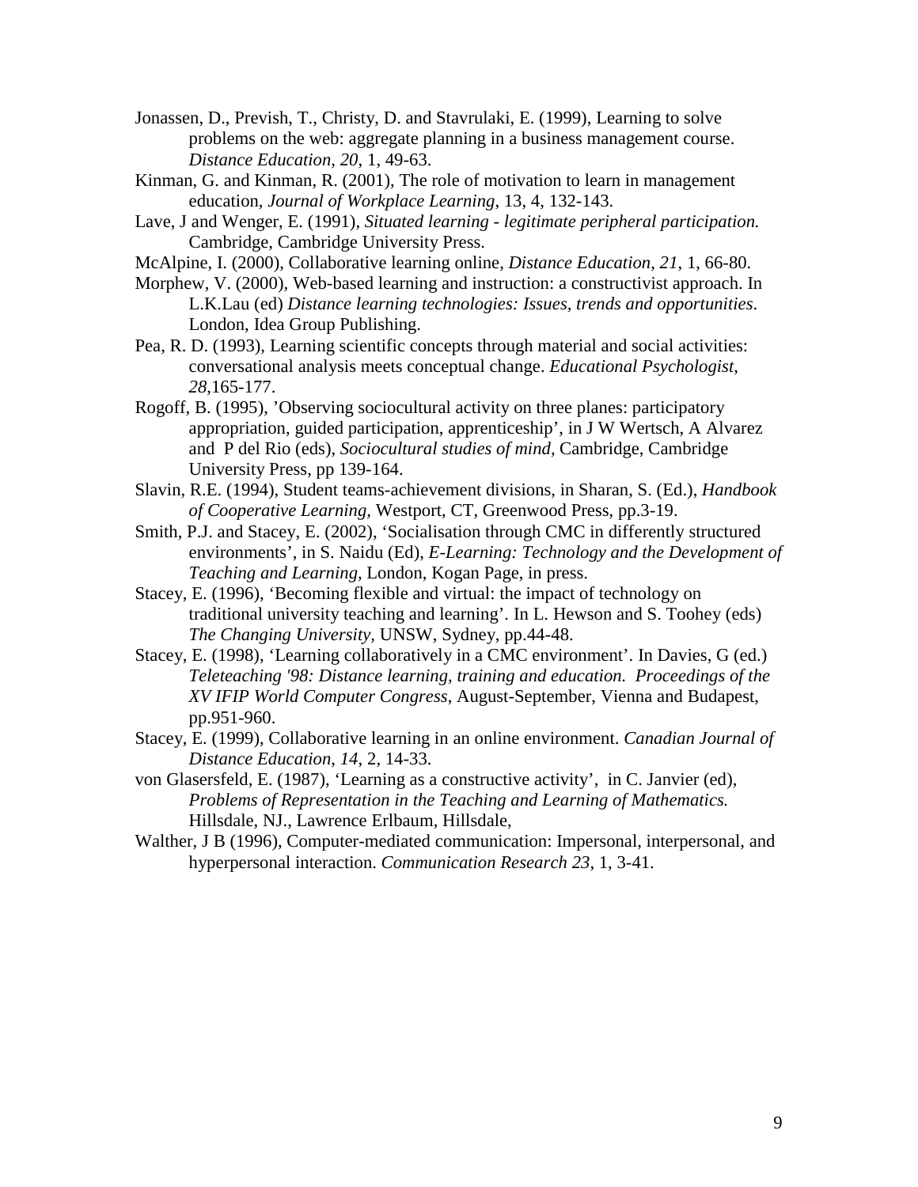Jonassen, D., Prevish, T., Christy, D. and Stavrulaki, E. (1999), Learning to solve problems on the web: aggregate planning in a business management course. *Distance Education*, *20*, 1, 49-63.

Kinman, G. and Kinman, R. (2001), The role of motivation to learn in management education, *Journal of Workplace Learning*, 13, 4, 132-143.

Lave, J and Wenger, E. (1991), *Situated learning - legitimate peripheral participation.* Cambridge, Cambridge University Press.

McAlpine, I. (2000), Collaborative learning online, *Distance Education*, *21*, 1, 66-80.

Morphew, V. (2000), Web-based learning and instruction: a constructivist approach. In L.K.Lau (ed) *Distance learning technologies: Issues, trends and opportunities*. London, Idea Group Publishing.

Pea, R. D. (1993), Learning scientific concepts through material and social activities: conversational analysis meets conceptual change. *Educational Psychologist*, *28*,165-177.

Rogoff, B. (1995), 'Observing sociocultural activity on three planes: participatory appropriation, guided participation, apprenticeship', in J W Wertsch, A Alvarez and P del Rio (eds), *Sociocultural studies of mind,* Cambridge, Cambridge University Press, pp 139-164.

Slavin, R.E. (1994), Student teams-achievement divisions, in Sharan, S. (Ed.), *Handbook of Cooperative Learning*, Westport, CT, Greenwood Press, pp.3-19.

Smith, P.J. and Stacey, E. (2002), 'Socialisation through CMC in differently structured environments', in S. Naidu (Ed), *E-Learning: Technology and the Development of Teaching and Learning*, London, Kogan Page, in press.

Stacey, E. (1996), 'Becoming flexible and virtual: the impact of technology on traditional university teaching and learning'. In L. Hewson and S. Toohey (eds) *The Changing University*, UNSW, Sydney, pp.44-48.

Stacey, E. (1998), 'Learning collaboratively in a CMC environment'. In Davies, G (ed.) *Teleteaching '98: Distance learning, training and education. Proceedings of the XV IFIP World Computer Congress*, August-September, Vienna and Budapest, pp.951-960.

Stacey, E. (1999), Collaborative learning in an online environment. *Canadian Journal of Distance Education*, *14*, 2, 14-33.

von Glasersfeld, E. (1987), 'Learning as a constructive activity', in C. Janvier (ed), *Problems of Representation in the Teaching and Learning of Mathematics.* Hillsdale, NJ., Lawrence Erlbaum, Hillsdale,

Walther, J B (1996), Computer-mediated communication: Impersonal, interpersonal, and hyperpersonal interaction. *Communication Research 23*, 1, 3-41.